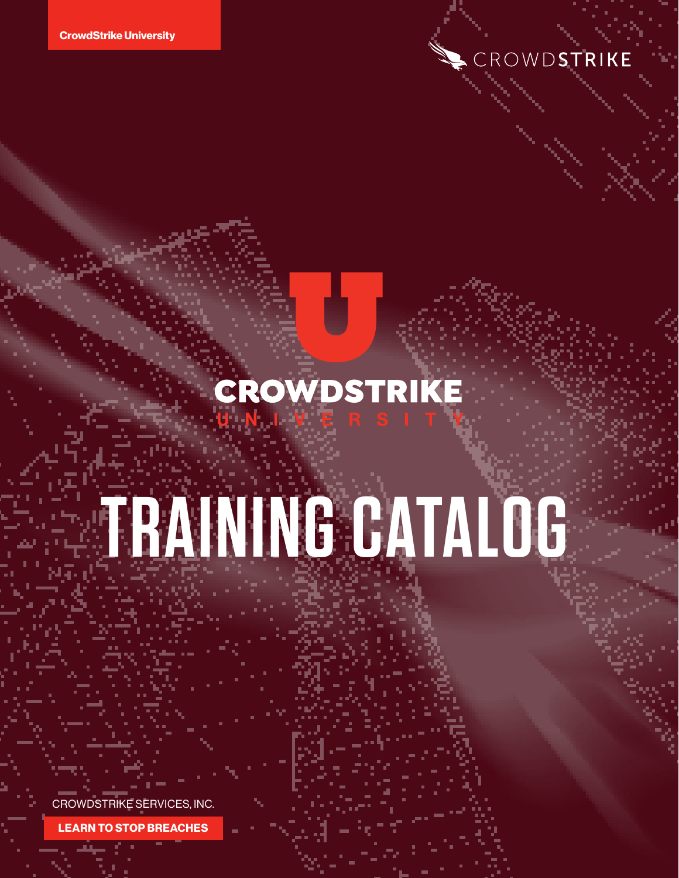CrowdStrike University

CROWDSTRIKE

CROWDSTRIKE UNIVERSITY

# TRAINING CATALOG

CROWDSTRIKE SERVICES, INC.

**LEARN TO STOP BREACHES**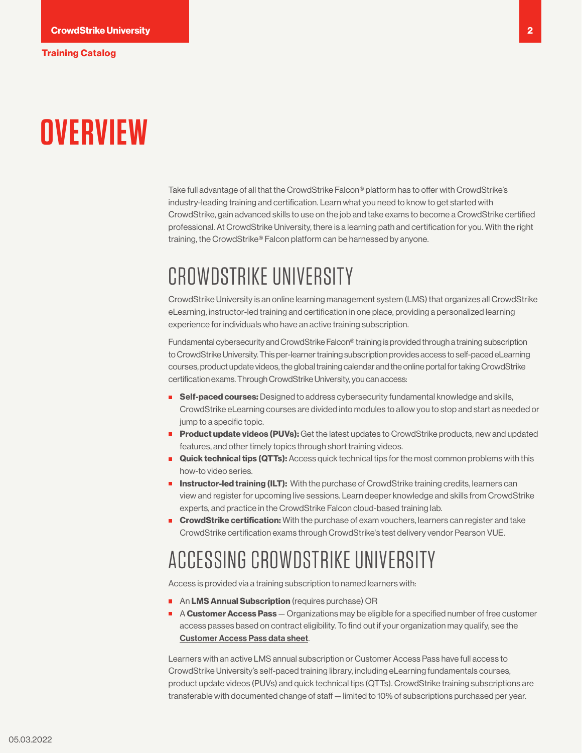# OVERVIEW

Take full advantage of all that the CrowdStrike Falcon® platform has to offer with CrowdStrike's industry-leading training and certification. Learn what you need to know to get started with CrowdStrike, gain advanced skills to use on the job and take exams to become a CrowdStrike certified professional. At CrowdStrike University, there is a learning path and certification for you. With the right training, the CrowdStrike® Falcon platform can be harnessed by anyone.

## CROWDSTRIKE UNIVERSITY

CrowdStrike University is an online learning management system (LMS) that organizes all CrowdStrike eLearning, instructor-led training and certification in one place, providing a personalized learning experience for individuals who have an active training subscription.

Fundamental cybersecurity and CrowdStrike Falcon® training is provided through a training subscription to CrowdStrike University. This per-learner training subscription provides access to self-paced eLearning courses, product update videos, the global training calendar and the online portal for taking CrowdStrike certification exams. Through CrowdStrike University, you can access:

- **Self-paced courses:** Designed to address cybersecurity fundamental knowledge and skills, CrowdStrike eLearning courses are divided into modules to allow you to stop and start as needed or jump to a specific topic.
- **Product update videos (PUVs):** Get the latest updates to CrowdStrike products, new and updated features, and other timely topics through short training videos.
- **Quick technical tips (QTTs):** Access quick technical tips for the most common problems with this how-to video series.
- **Instructor-led training (ILT):** With the purchase of CrowdStrike training credits, learners can view and register for upcoming live sessions. Learn deeper knowledge and skills from CrowdStrike experts, and practice in the CrowdStrike Falcon cloud-based training lab.
- **CrowdStrike certification:** With the purchase of exam vouchers, learners can register and take CrowdStrike certification exams through CrowdStrike's test delivery vendor Pearson VUE.

## ACCESSING CROWDSTRIKE UNIVERSITY

Access is provided via a training subscription to named learners with:

- An **LMS Annual Subscription** (requires purchase) OR
- A **Customer Access Pass** — Organizations may be eligible for a specified number of free customer access passes based on contract eligibility. To find out if your organization may qualify, see the Customer Access Pass data sheet.

Learners with an active LMS annual subscription or Customer Access Pass have full access to CrowdStrike University's self-paced training library, including eLearning fundamentals courses, product update videos (PUVs) and quick technical tips (QTTs). CrowdStrike training subscriptions are transferable with documented change of staff — limited to 10% of subscriptions purchased per year.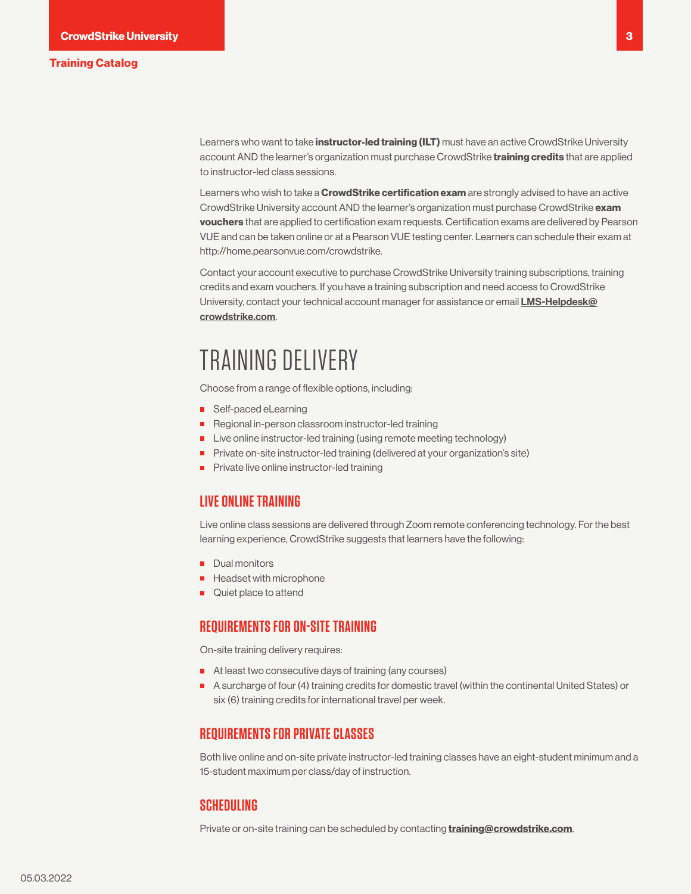Learners who want to take **instructor-led training (ILT)** must have an active CrowdStrike University account AND the learner's organization must purchase CrowdStrike **training credits** that are applied to instructor-led class sessions.

Learners who wish to take a **CrowdStrike certification exam** are strongly advised to have an active CrowdStrike University account AND the learner's organization must purchase CrowdStrike **exam vouchers** that are applied to certification exam requests. Certification exams are delivered by Pearson VUE and can be taken online or at a Pearson VUE testing center. Learners can schedule their exam at http://home.pearsonvue.com/crowdstrike.

Contact your account executive to purchase CrowdStrike University training subscriptions, training credits and exam vouchers. If you have a training subscription and need access to CrowdStrike University, contact your technical account manager for assistance or email **LMS-Helpdesk@crowdstrike.com**.

# TRAINING DELIVERY

Choose from a range of flexible options, including:

- Self-paced eLearning
- Regional in-person classroom instructor-led training
- Live online instructor-led training (using remote meeting technology)
- Private on-site instructor-led training (delivered at your organization's site)
- Private live online instructor-led training

## LIVE ONLINE TRAINING

Live online class sessions are delivered through Zoom remote conferencing technology. For the best learning experience, CrowdStrike suggests that learners have the following:

- Dual monitors
- Headset with microphone
- Quiet place to attend

## REQUIREMENTS FOR ON-SITE TRAINING

On-site training delivery requires:

- At least two consecutive days of training (any courses)
- A surcharge of four (4) training credits for domestic travel (within the continental United States) or six (6) training credits for international travel per week.

## REQUIREMENTS FOR PRIVATE CLASSES

Both live online and on-site private instructor-led training classes have an eight-student minimum and a 15-student maximum per class/day of instruction.

## SCHEDULING

Private or on-site training can be scheduled by contacting **training@crowdstrike.com**.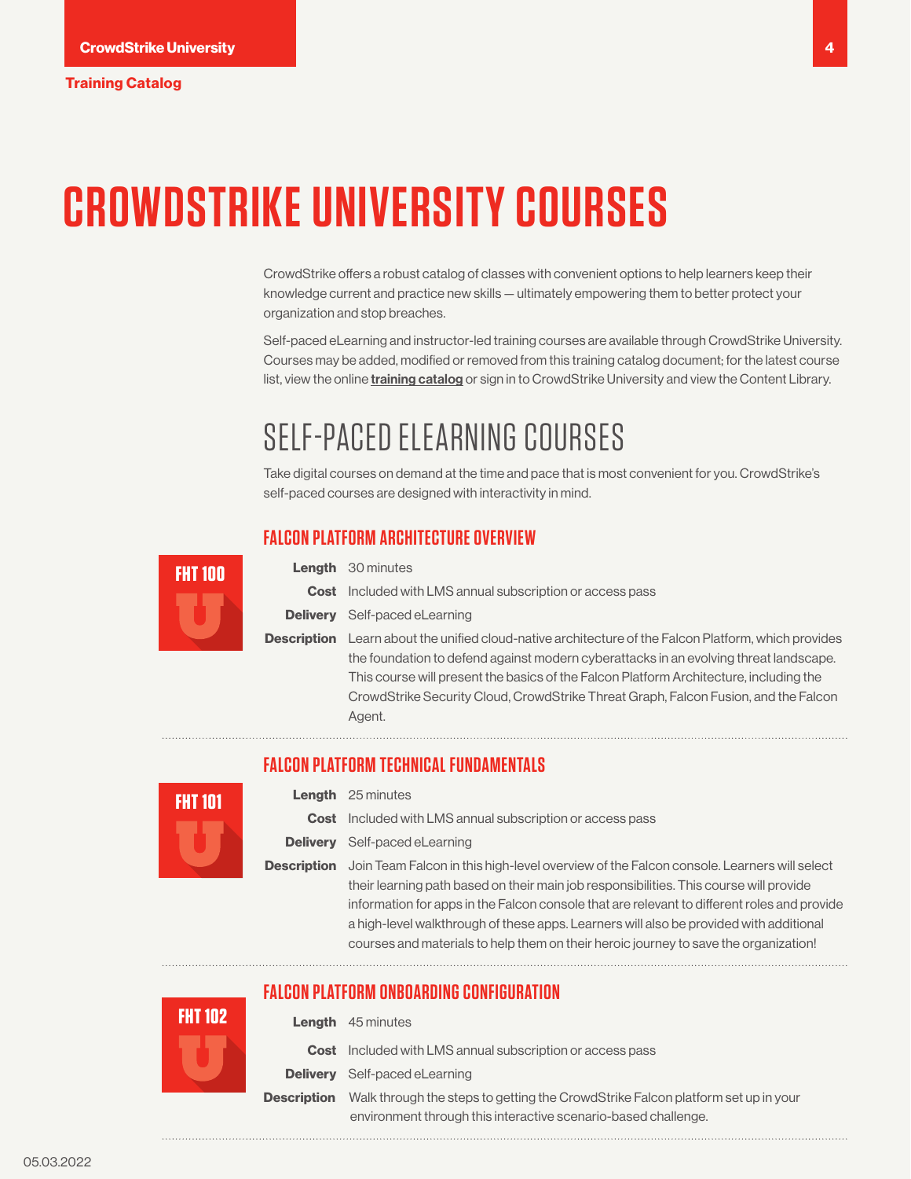Training Catalog

# CROWDSTRIKE UNIVERSITY COURSES

CrowdStrike offers a robust catalog of classes with convenient options to help learners keep their knowledge current and practice new skills — ultimately empowering them to better protect your organization and stop breaches.

Self-paced eLearning and instructor-led training courses are available through CrowdStrike University. Courses may be added, modified or removed from this training catalog document; for the latest course list, view the online **training catalog** or sign in to CrowdStrike University and view the Content Library.

## SELF-PACED ELEARNING COURSES

Take digital courses on demand at the time and pace that is most convenient for you. CrowdStrike's self-paced courses are designed with interactivity in mind.

### FALCON PLATFORM ARCHITECTURE OVERVIEW

**FHT 100**

**Length** 30 minutes

**Cost** Included with LMS annual subscription or access pass

**Delivery** Self-paced eLearning

**Description** Learn about the unified cloud-native architecture of the Falcon Platform, which provides the foundation to defend against modern cyberattacks in an evolving threat landscape. This course will present the basics of the Falcon Platform Architecture, including the CrowdStrike Security Cloud, CrowdStrike Threat Graph, Falcon Fusion, and the Falcon Agent.

### FALCON PLATFORM TECHNICAL FUNDAMENTALS

**FHT 101**

**Length** 25 minutes

**Cost** Included with LMS annual subscription or access pass

**Delivery** Self-paced eLearning

**Description** Join Team Falcon in this high-level overview of the Falcon console. Learners will select their learning path based on their main job responsibilities. This course will provide information for apps in the Falcon console that are relevant to different roles and provide a high-level walkthrough of these apps. Learners will also be provided with additional courses and materials to help them on their heroic journey to save the organization!

### FALCON PLATFORM ONBOARDING CONFIGURATION

**FHT 102**

**Length** 45 minutes

**Cost** Included with LMS annual subscription or access pass

**Delivery** Self-paced eLearning

**Description** Walk through the steps to getting the CrowdStrike Falcon platform set up in your environment through this interactive scenario-based challenge.

05.03.2022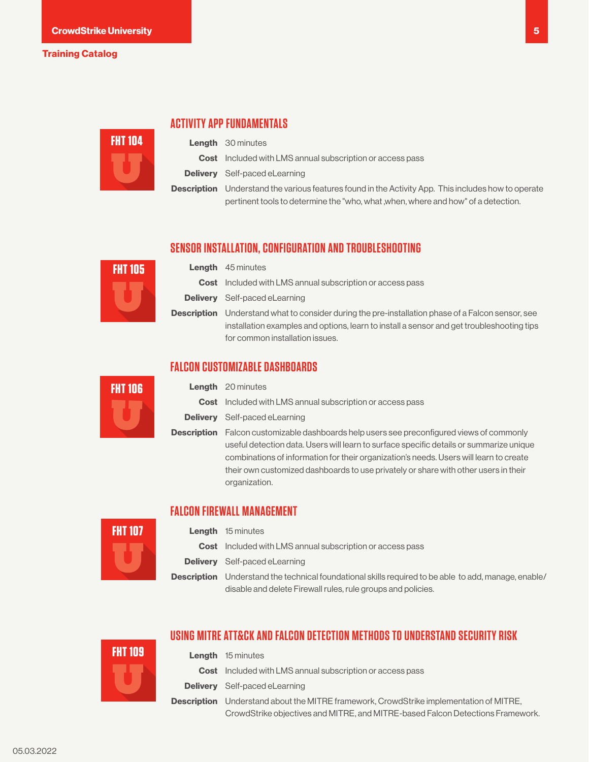## ACTIVITY APP FUNDAMENTALS

**FHT 104**

**Length** 30 minutes

**Cost** Included with LMS annual subscription or access pass

**Delivery** Self-paced eLearning

**Description** Understand the various features found in the Activity App. This includes how to operate pertinent tools to determine the "who, what ,when, where and how" of a detection.

## SENSOR INSTALLATION, CONFIGURATION AND TROUBLESHOOTING

**FHT 105**

**Length** 45 minutes

**Cost** Included with LMS annual subscription or access pass

**Delivery** Self-paced eLearning

**Description** Understand what to consider during the pre-installation phase of a Falcon sensor, see installation examples and options, learn to install a sensor and get troubleshooting tips for common installation issues.

## FALCON CUSTOMIZABLE DASHBOARDS

**FHT 106**

**Length** 20 minutes

**Cost** Included with LMS annual subscription or access pass

**Delivery** Self-paced eLearning

**Description** Falcon customizable dashboards help users see preconfigured views of commonly useful detection data. Users will learn to surface specific details or summarize unique combinations of information for their organization's needs. Users will learn to create their own customized dashboards to use privately or share with other users in their organization.

## FALCON FIREWALL MANAGEMENT

**FHT 107**

**Length** 15 minutes

**Cost** Included with LMS annual subscription or access pass

**Delivery** Self-paced eLearning

**Description** Understand the technical foundational skills required to be able to add, manage, enable/disable and delete Firewall rules, rule groups and policies.

## USING MITRE ATT&CK AND FALCON DETECTION METHODS TO UNDERSTAND SECURITY RISK

**FHT 109**

**Length** 15 minutes

**Cost** Included with LMS annual subscription or access pass

**Delivery** Self-paced eLearning

**Description** Understand about the MITRE framework, CrowdStrike implementation of MITRE, CrowdStrike objectives and MITRE, and MITRE-based Falcon Detections Framework.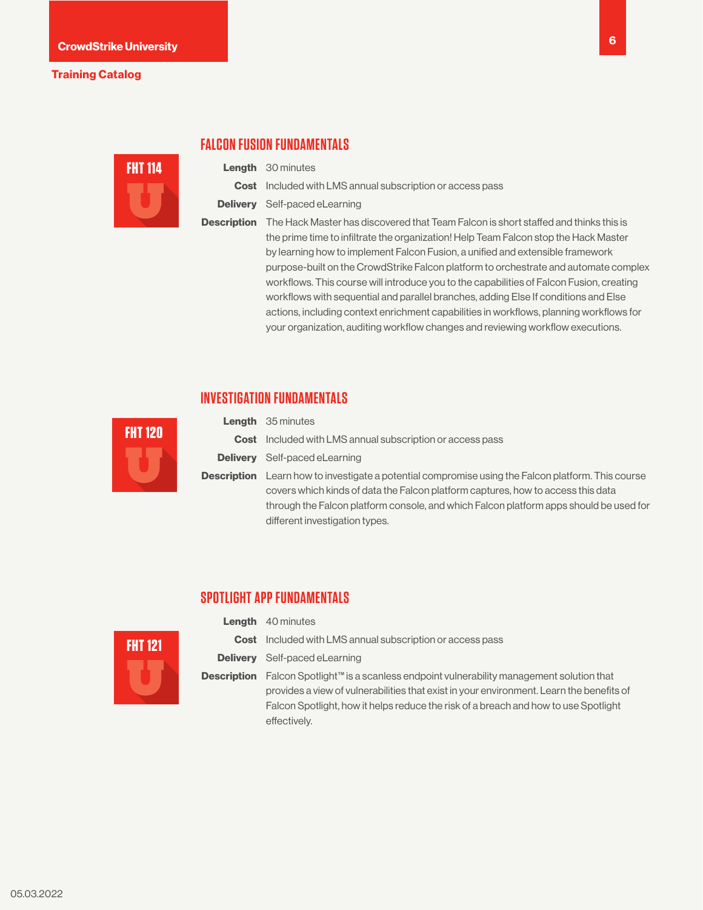## FALCON FUSION FUNDAMENTALS

**FHT 114**

**Length** 30 minutes

**Cost** Included with LMS annual subscription or access pass

**Delivery** Self-paced eLearning

**Description** The Hack Master has discovered that Team Falcon is short staffed and thinks this is the prime time to infiltrate the organization! Help Team Falcon stop the Hack Master by learning how to implement Falcon Fusion, a unified and extensible framework purpose-built on the CrowdStrike Falcon platform to orchestrate and automate complex workflows. This course will introduce you to the capabilities of Falcon Fusion, creating workflows with sequential and parallel branches, adding Else If conditions and Else actions, including context enrichment capabilities in workflows, planning workflows for your organization, auditing workflow changes and reviewing workflow executions.

## INVESTIGATION FUNDAMENTALS

**FHT 120**

**Length** 35 minutes

**Cost** Included with LMS annual subscription or access pass

**Delivery** Self-paced eLearning

**Description** Learn how to investigate a potential compromise using the Falcon platform. This course covers which kinds of data the Falcon platform captures, how to access this data through the Falcon platform console, and which Falcon platform apps should be used for different investigation types.

## SPOTLIGHT APP FUNDAMENTALS

**FHT 121**

**Length** 40 minutes

**Cost** Included with LMS annual subscription or access pass

**Delivery** Self-paced eLearning

**Description** Falcon Spotlight™ is a scanless endpoint vulnerability management solution that provides a view of vulnerabilities that exist in your environment. Learn the benefits of Falcon Spotlight, how it helps reduce the risk of a breach and how to use Spotlight effectively.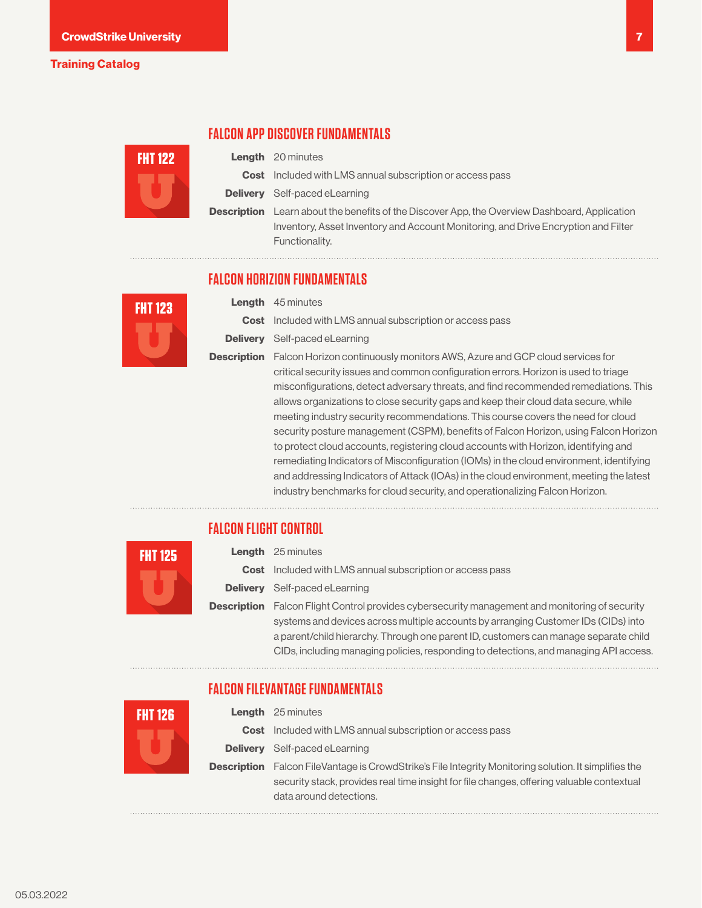## FALCON APP DISCOVER FUNDAMENTALS

FHT 122

**Length** 20 minutes

**Cost** Included with LMS annual subscription or access pass

**Delivery** Self-paced eLearning

**Description** Learn about the benefits of the Discover App, the Overview Dashboard, Application Inventory, Asset Inventory and Account Monitoring, and Drive Encryption and Filter Functionality.

## FALCON HORIZION FUNDAMENTALS

FHT 123

**Length** 45 minutes

**Cost** Included with LMS annual subscription or access pass

**Delivery** Self-paced eLearning

**Description** Falcon Horizon continuously monitors AWS, Azure and GCP cloud services for critical security issues and common configuration errors. Horizon is used to triage misconfigurations, detect adversary threats, and find recommended remediations. This allows organizations to close security gaps and keep their cloud data secure, while meeting industry security recommendations. This course covers the need for cloud security posture management (CSPM), benefits of Falcon Horizon, using Falcon Horizon to protect cloud accounts, registering cloud accounts with Horizon, identifying and remediating Indicators of Misconfiguration (IOMs) in the cloud environment, identifying and addressing Indicators of Attack (IOAs) in the cloud environment, meeting the latest industry benchmarks for cloud security, and operationalizing Falcon Horizon.

## FALCON FLIGHT CONTROL

FHT 125

**Length** 25 minutes

**Cost** Included with LMS annual subscription or access pass

**Delivery** Self-paced eLearning

**Description** Falcon Flight Control provides cybersecurity management and monitoring of security systems and devices across multiple accounts by arranging Customer IDs (CIDs) into a parent/child hierarchy. Through one parent ID, customers can manage separate child CIDs, including managing policies, responding to detections, and managing API access.

## FALCON FILEVANTAGE FUNDAMENTALS

FHT 126

**Length** 25 minutes

**Cost** Included with LMS annual subscription or access pass

**Delivery** Self-paced eLearning

**Description** Falcon FileVantage is CrowdStrike's File Integrity Monitoring solution. It simplifies the security stack, provides real time insight for file changes, offering valuable contextual data around detections.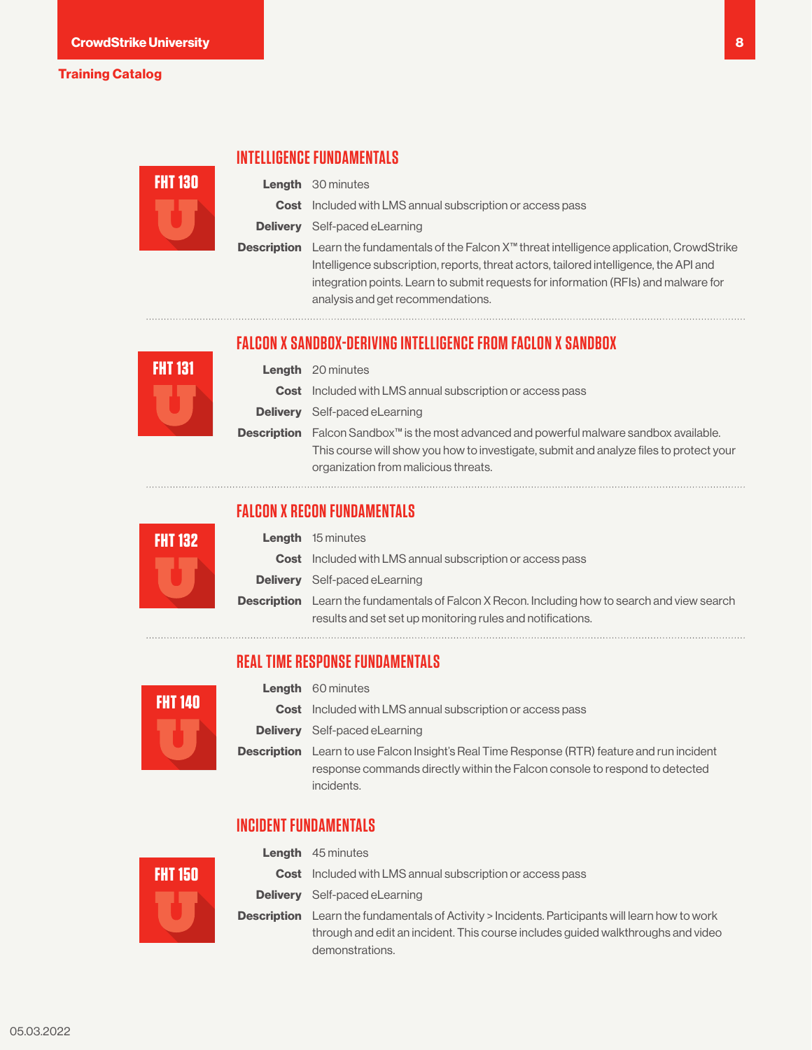## INTELLIGENCE FUNDAMENTALS

**FHT 130**

**Length** 30 minutes

**Cost** Included with LMS annual subscription or access pass

**Delivery** Self-paced eLearning

**Description** Learn the fundamentals of the Falcon X™ threat intelligence application, CrowdStrike Intelligence subscription, reports, threat actors, tailored intelligence, the API and integration points. Learn to submit requests for information (RFIs) and malware for analysis and get recommendations.

## FALCON X SANDBOX-DERIVING INTELLIGENCE FROM FACLON X SANDBOX

**FHT 131**

**Length** 20 minutes

**Cost** Included with LMS annual subscription or access pass

**Delivery** Self-paced eLearning

**Description** Falcon Sandbox™ is the most advanced and powerful malware sandbox available. This course will show you how to investigate, submit and analyze files to protect your organization from malicious threats.

## FALCON X RECON FUNDAMENTALS

**FHT 132**

**Length** 15 minutes

**Cost** Included with LMS annual subscription or access pass

**Delivery** Self-paced eLearning

**Description** Learn the fundamentals of Falcon X Recon. Including how to search and view search results and set set up monitoring rules and notifications.

## REAL TIME RESPONSE FUNDAMENTALS

**FHT 140**

**Length** 60 minutes

**Cost** Included with LMS annual subscription or access pass

**Delivery** Self-paced eLearning

**Description** Learn to use Falcon Insight's Real Time Response (RTR) feature and run incident response commands directly within the Falcon console to respond to detected incidents.

## INCIDENT FUNDAMENTALS

**FHT 150**

**Length** 45 minutes

**Cost** Included with LMS annual subscription or access pass

**Delivery** Self-paced eLearning

**Description** Learn the fundamentals of Activity > Incidents. Participants will learn how to work through and edit an incident. This course includes guided walkthroughs and video demonstrations.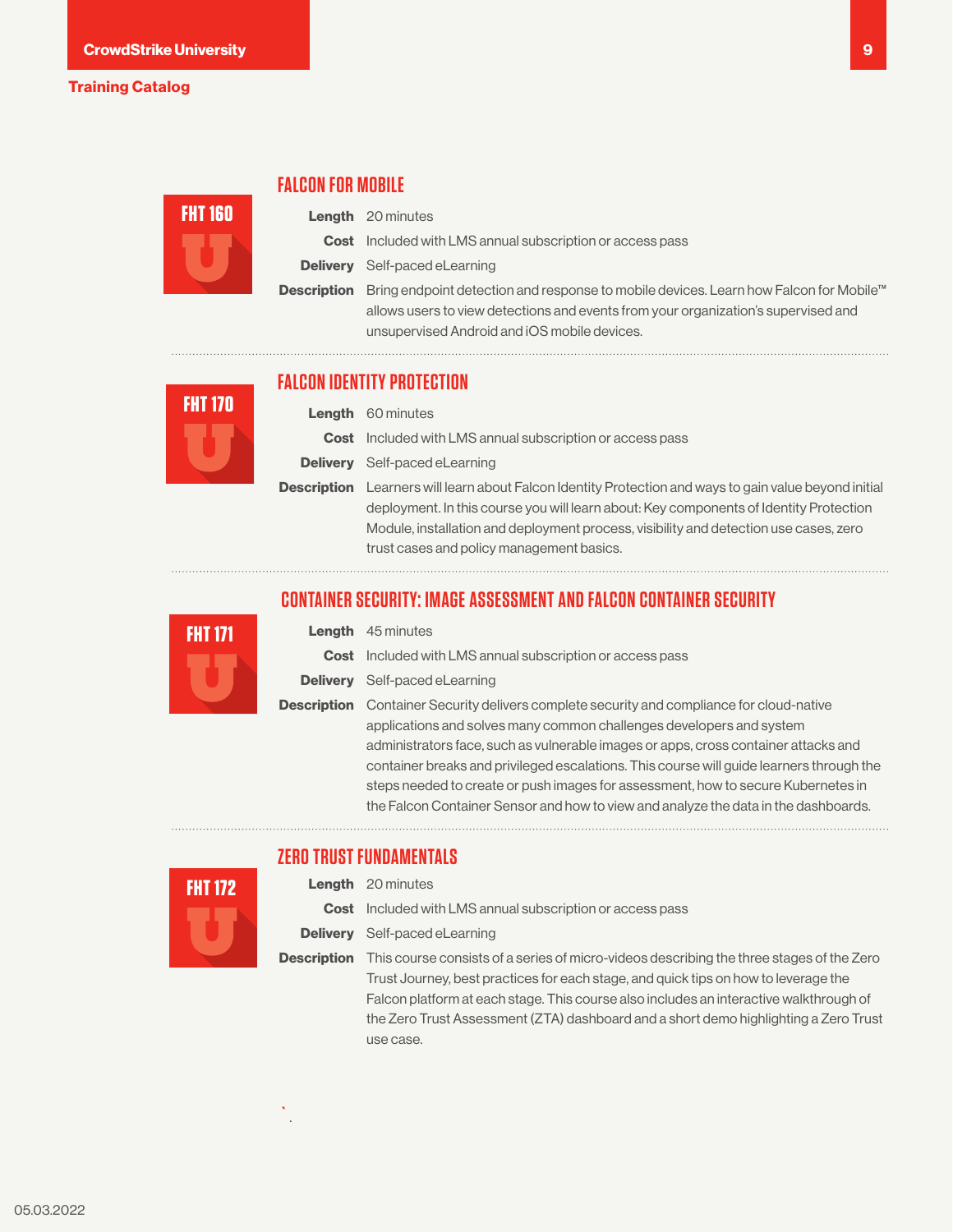## FALCON FOR MOBILE

**FHT 160**

**Length** 20 minutes

**Cost** Included with LMS annual subscription or access pass

**Delivery** Self-paced eLearning

**Description** Bring endpoint detection and response to mobile devices. Learn how Falcon for Mobile™ allows users to view detections and events from your organization's supervised and unsupervised Android and iOS mobile devices.

---

## FALCON IDENTITY PROTECTION

**FHT 170**

**Length** 60 minutes

**Cost** Included with LMS annual subscription or access pass

**Delivery** Self-paced eLearning

**Description** Learners will learn about Falcon Identity Protection and ways to gain value beyond initial deployment. In this course you will learn about: Key components of Identity Protection Module, installation and deployment process, visibility and detection use cases, zero trust cases and policy management basics.

---

## CONTAINER SECURITY: IMAGE ASSESSMENT AND FALCON CONTAINER SECURITY

**FHT 171**

**Length** 45 minutes

**Cost** Included with LMS annual subscription or access pass

**Delivery** Self-paced eLearning

**Description** Container Security delivers complete security and compliance for cloud-native applications and solves many common challenges developers and system administrators face, such as vulnerable images or apps, cross container attacks and container breaks and privileged escalations. This course will guide learners through the steps needed to create or push images for assessment, how to secure Kubernetes in the Falcon Container Sensor and how to view and analyze the data in the dashboards.

---

## ZERO TRUST FUNDAMENTALS

**FHT 172**

**Length** 20 minutes

**Cost** Included with LMS annual subscription or access pass

**Delivery** Self-paced eLearning

**Description** This course consists of a series of micro-videos describing the three stages of the Zero Trust Journey, best practices for each stage, and quick tips on how to leverage the Falcon platform at each stage. This course also includes an interactive walkthrough of the Zero Trust Assessment (ZTA) dashboard and a short demo highlighting a Zero Trust use case.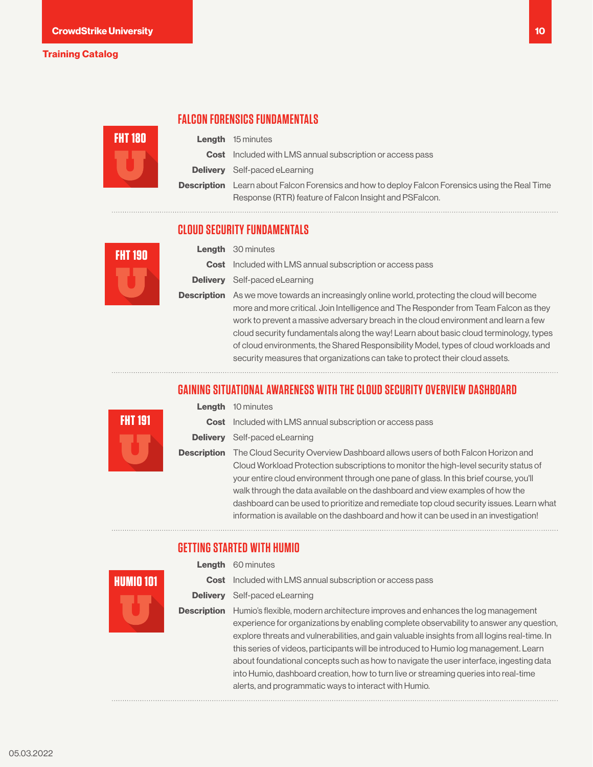## FALCON FORENSICS FUNDAMENTALS

**FHT 180**

**Length** 15 minutes

**Cost** Included with LMS annual subscription or access pass

**Delivery** Self-paced eLearning

**Description** Learn about Falcon Forensics and how to deploy Falcon Forensics using the Real Time Response (RTR) feature of Falcon Insight and PSFalcon.

## CLOUD SECURITY FUNDAMENTALS

**FHT 190**

**Length** 30 minutes

**Cost** Included with LMS annual subscription or access pass

**Delivery** Self-paced eLearning

**Description** As we move towards an increasingly online world, protecting the cloud will become more and more critical. Join Intelligence and The Responder from Team Falcon as they work to prevent a massive adversary breach in the cloud environment and learn a few cloud security fundamentals along the way! Learn about basic cloud terminology, types of cloud environments, the Shared Responsibility Model, types of cloud workloads and security measures that organizations can take to protect their cloud assets.

## GAINING SITUATIONAL AWARENESS WITH THE CLOUD SECURITY OVERVIEW DASHBOARD

**FHT 191**

**Length** 10 minutes

**Cost** Included with LMS annual subscription or access pass

**Delivery** Self-paced eLearning

**Description** The Cloud Security Overview Dashboard allows users of both Falcon Horizon and Cloud Workload Protection subscriptions to monitor the high-level security status of your entire cloud environment through one pane of glass. In this brief course, you'll walk through the data available on the dashboard and view examples of how the dashboard can be used to prioritize and remediate top cloud security issues. Learn what information is available on the dashboard and how it can be used in an investigation!

## GETTING STARTED WITH HUMIO

**HUMIO 101**

**Length** 60 minutes

**Cost** Included with LMS annual subscription or access pass

**Delivery** Self-paced eLearning

**Description** Humio's flexible, modern architecture improves and enhances the log management experience for organizations by enabling complete observability to answer any question, explore threats and vulnerabilities, and gain valuable insights from all logins real-time. In this series of videos, participants will be introduced to Humio log management. Learn about foundational concepts such as how to navigate the user interface, ingesting data into Humio, dashboard creation, how to turn live or streaming queries into real-time alerts, and programmatic ways to interact with Humio.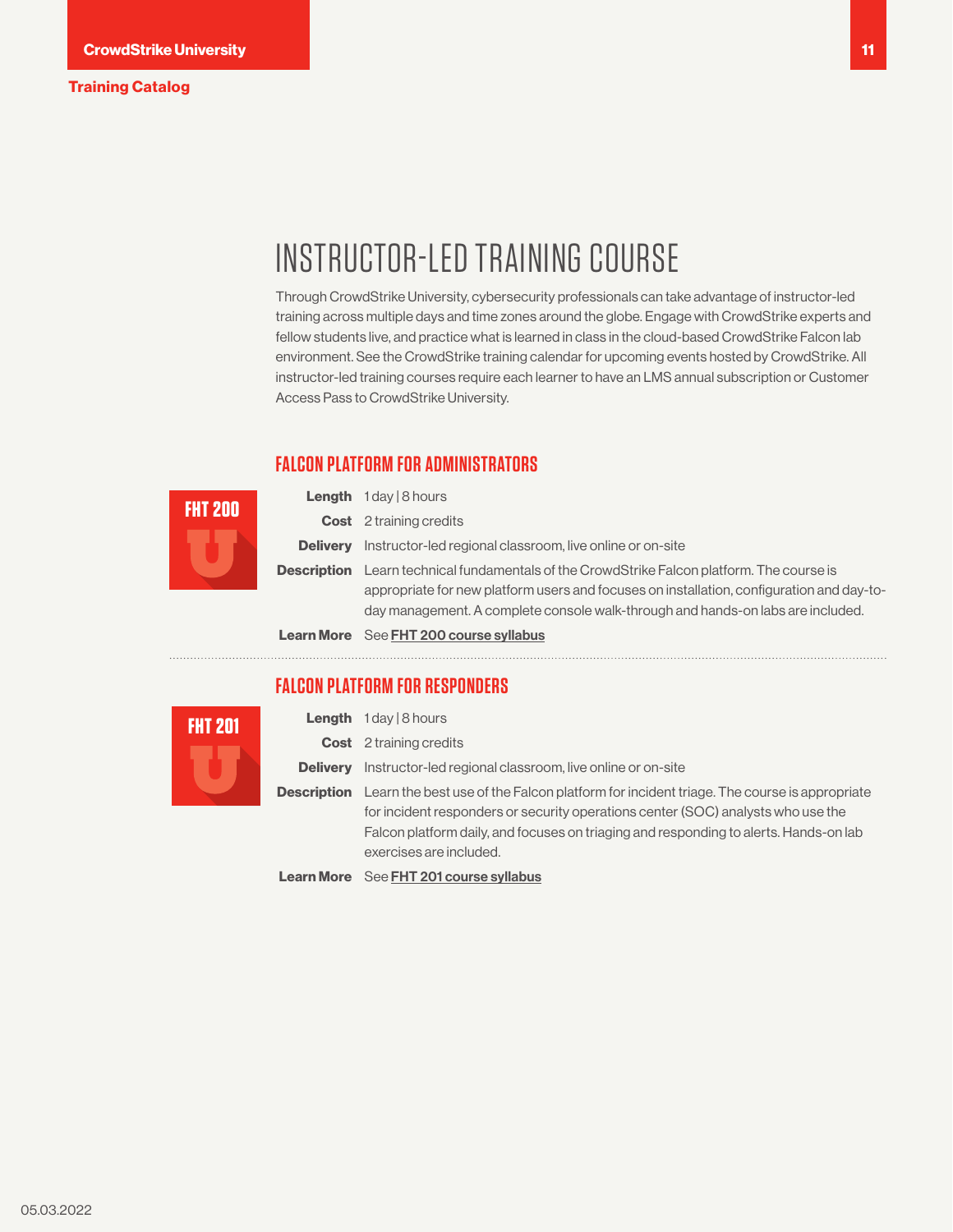# INSTRUCTOR-LED TRAINING COURSE

Through CrowdStrike University, cybersecurity professionals can take advantage of instructor-led training across multiple days and time zones around the globe. Engage with CrowdStrike experts and fellow students live, and practice what is learned in class in the cloud-based CrowdStrike Falcon lab environment. See the CrowdStrike training calendar for upcoming events hosted by CrowdStrike. All instructor-led training courses require each learner to have an LMS annual subscription or Customer Access Pass to CrowdStrike University.

## FALCON PLATFORM FOR ADMINISTRATORS

**FHT 200**

**Length** 1 day | 8 hours

**Cost** 2 training credits

**Delivery** Instructor-led regional classroom, live online or on-site

**Description** Learn technical fundamentals of the CrowdStrike Falcon platform. The course is appropriate for new platform users and focuses on installation, configuration and day-to-day management. A complete console walk-through and hands-on labs are included.

**Learn More** See **FHT 200 course syllabus**

---

## FALCON PLATFORM FOR RESPONDERS

**FHT 201**

**Length** 1 day | 8 hours

**Cost** 2 training credits

**Delivery** Instructor-led regional classroom, live online or on-site

**Description** Learn the best use of the Falcon platform for incident triage. The course is appropriate for incident responders or security operations center (SOC) analysts who use the Falcon platform daily, and focuses on triaging and responding to alerts. Hands-on lab exercises are included.

**Learn More** See **FHT 201 course syllabus**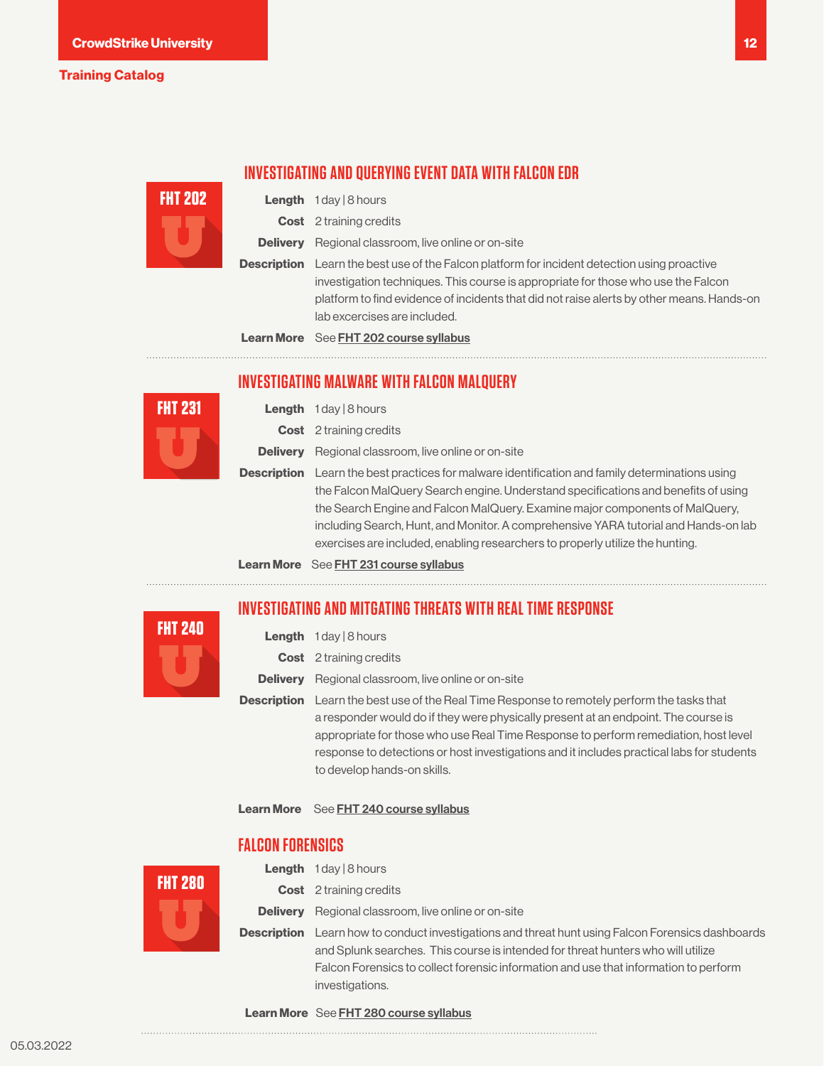## INVESTIGATING AND QUERYING EVENT DATA WITH FALCON EDR

**FHT 202**

**Length** 1 day | 8 hours

**Cost** 2 training credits

**Delivery** Regional classroom, live online or on-site

**Description** Learn the best use of the Falcon platform for incident detection using proactive investigation techniques. This course is appropriate for those who use the Falcon platform to find evidence of incidents that did not raise alerts by other means. Hands-on lab excercises are included.

**Learn More** See **FHT 202 course syllabus**

---

## INVESTIGATING MALWARE WITH FALCON MALQUERY

**FHT 231**

**Length** 1 day | 8 hours

**Cost** 2 training credits

**Delivery** Regional classroom, live online or on-site

**Description** Learn the best practices for malware identification and family determinations using the Falcon MalQuery Search engine. Understand specifications and benefits of using the Search Engine and Falcon MalQuery. Examine major components of MalQuery, including Search, Hunt, and Monitor. A comprehensive YARA tutorial and Hands-on lab exercises are included, enabling researchers to properly utilize the hunting.

**Learn More** See **FHT 231 course syllabus**

---

## INVESTIGATING AND MITGATING THREATS WITH REAL TIME RESPONSE

**FHT 240**

**Length** 1 day | 8 hours

**Cost** 2 training credits

**Delivery** Regional classroom, live online or on-site

**Description** Learn the best use of the Real Time Response to remotely perform the tasks that a responder would do if they were physically present at an endpoint. The course is appropriate for those who use Real Time Response to perform remediation, host level response to detections or host investigations and it includes practical labs for students to develop hands-on skills.

**Learn More** See **FHT 240 course syllabus**

## FALCON FORENSICS

**FHT 280**

**Length** 1 day | 8 hours

**Cost** 2 training credits

**Delivery** Regional classroom, live online or on-site

**Description** Learn how to conduct investigations and threat hunt using Falcon Forensics dashboards and Splunk searches. This course is intended for threat hunters who will utilize Falcon Forensics to collect forensic information and use that information to perform investigations.

**Learn More** See **FHT 280 course syllabus**

05.03.2022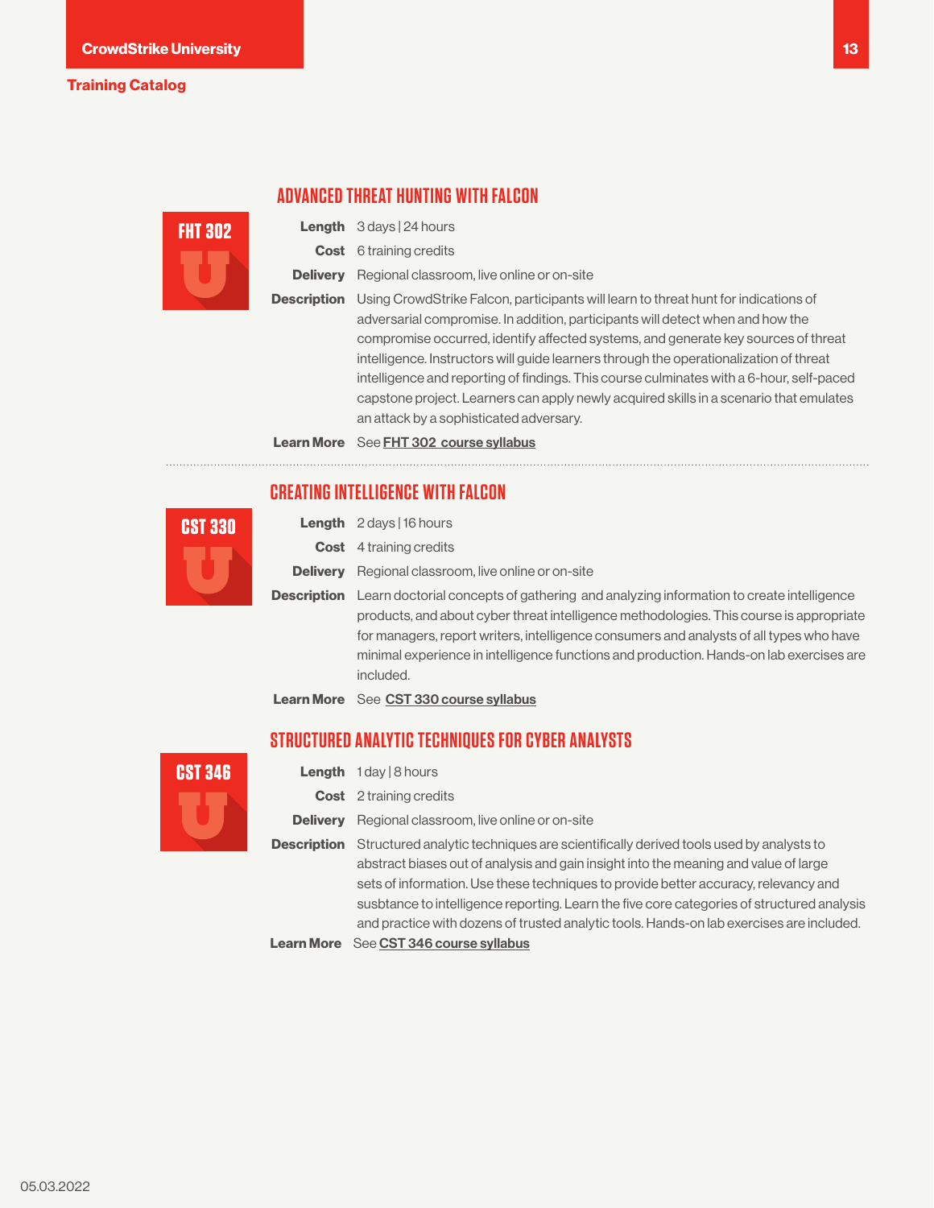## ADVANCED THREAT HUNTING WITH FALCON

**FHT 302**

**Length** 3 days | 24 hours

**Cost** 6 training credits

**Delivery** Regional classroom, live online or on-site

**Description** Using CrowdStrike Falcon, participants will learn to threat hunt for indications of adversarial compromise. In addition, participants will detect when and how the compromise occurred, identify affected systems, and generate key sources of threat intelligence. Instructors will guide learners through the operationalization of threat intelligence and reporting of findings. This course culminates with a 6-hour, self-paced capstone project. Learners can apply newly acquired skills in a scenario that emulates an attack by a sophisticated adversary.

**Learn More** See **FHT 302 course syllabus**

---

## CREATING INTELLIGENCE WITH FALCON

**CST 330**

**Length** 2 days | 16 hours

**Cost** 4 training credits

**Delivery** Regional classroom, live online or on-site

**Description** Learn doctorial concepts of gathering and analyzing information to create intelligence products, and about cyber threat intelligence methodologies. This course is appropriate for managers, report writers, intelligence consumers and analysts of all types who have minimal experience in intelligence functions and production. Hands-on lab exercises are included.

**Learn More** See **CST 330 course syllabus**

## STRUCTURED ANALYTIC TECHNIQUES FOR CYBER ANALYSTS

**CST 346**

**Length** 1 day | 8 hours

**Cost** 2 training credits

**Delivery** Regional classroom, live online or on-site

**Description** Structured analytic techniques are scientifically derived tools used by analysts to abstract biases out of analysis and gain insight into the meaning and value of large sets of information. Use these techniques to provide better accuracy, relevancy and susbtance to intelligence reporting. Learn the five core categories of structured analysis and practice with dozens of trusted analytic tools. Hands-on lab exercises are included.

**Learn More** See **CST 346 course syllabus**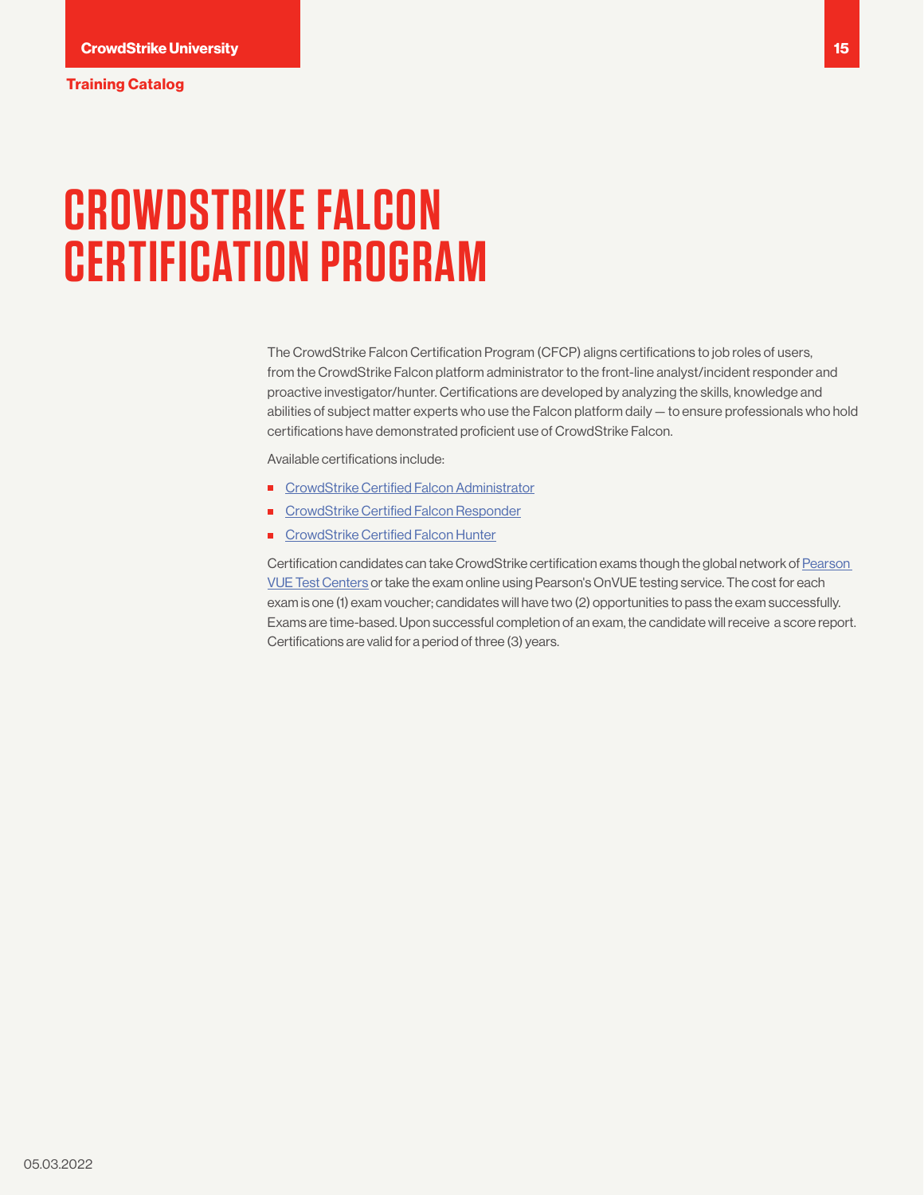# CROWDSTRIKE FALCON CERTIFICATION PROGRAM

The CrowdStrike Falcon Certification Program (CFCP) aligns certifications to job roles of users, from the CrowdStrike Falcon platform administrator to the front-line analyst/incident responder and proactive investigator/hunter. Certifications are developed by analyzing the skills, knowledge and abilities of subject matter experts who use the Falcon platform daily — to ensure professionals who hold certifications have demonstrated proficient use of CrowdStrike Falcon.

Available certifications include:

- CrowdStrike Certified Falcon Administrator
- CrowdStrike Certified Falcon Responder
- CrowdStrike Certified Falcon Hunter

Certification candidates can take CrowdStrike certification exams though the global network of Pearson VUE Test Centers or take the exam online using Pearson's OnVUE testing service. The cost for each exam is one (1) exam voucher; candidates will have two (2) opportunities to pass the exam successfully. Exams are time-based. Upon successful completion of an exam, the candidate will receive a score report. Certifications are valid for a period of three (3) years.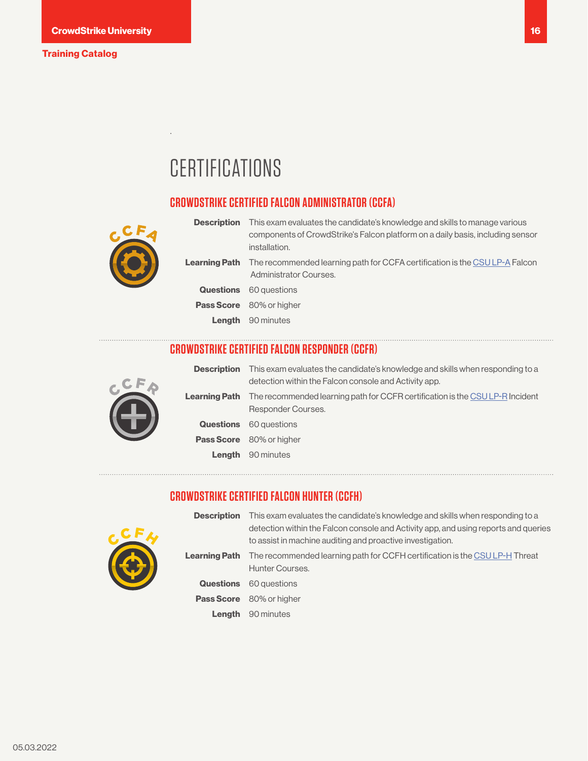# CERTIFICATIONS

## CROWDSTRIKE CERTIFIED FALCON ADMINISTRATOR (CCFA)

**Description** This exam evaluates the candidate's knowledge and skills to manage various components of CrowdStrike's Falcon platform on a daily basis, including sensor installation.

**Learning Path** The recommended learning path for CCFA certification is the CSU LP-A Falcon Administrator Courses.

**Questions** 60 questions

**Pass Score** 80% or higher

**Length** 90 minutes

## CROWDSTRIKE CERTIFIED FALCON RESPONDER (CCFR)

**Description** This exam evaluates the candidate's knowledge and skills when responding to a detection within the Falcon console and Activity app.

**Learning Path** The recommended learning path for CCFR certification is the CSU LP-R Incident Responder Courses.

**Questions** 60 questions

**Pass Score** 80% or higher

**Length** 90 minutes

## CROWDSTRIKE CERTIFIED FALCON HUNTER (CCFH)

**Description** This exam evaluates the candidate's knowledge and skills when responding to a detection within the Falcon console and Activity app, and using reports and queries to assist in machine auditing and proactive investigation.

**Learning Path** The recommended learning path for CCFH certification is the CSU LP-H Threat Hunter Courses.

**Questions** 60 questions

**Pass Score** 80% or higher

**Length** 90 minutes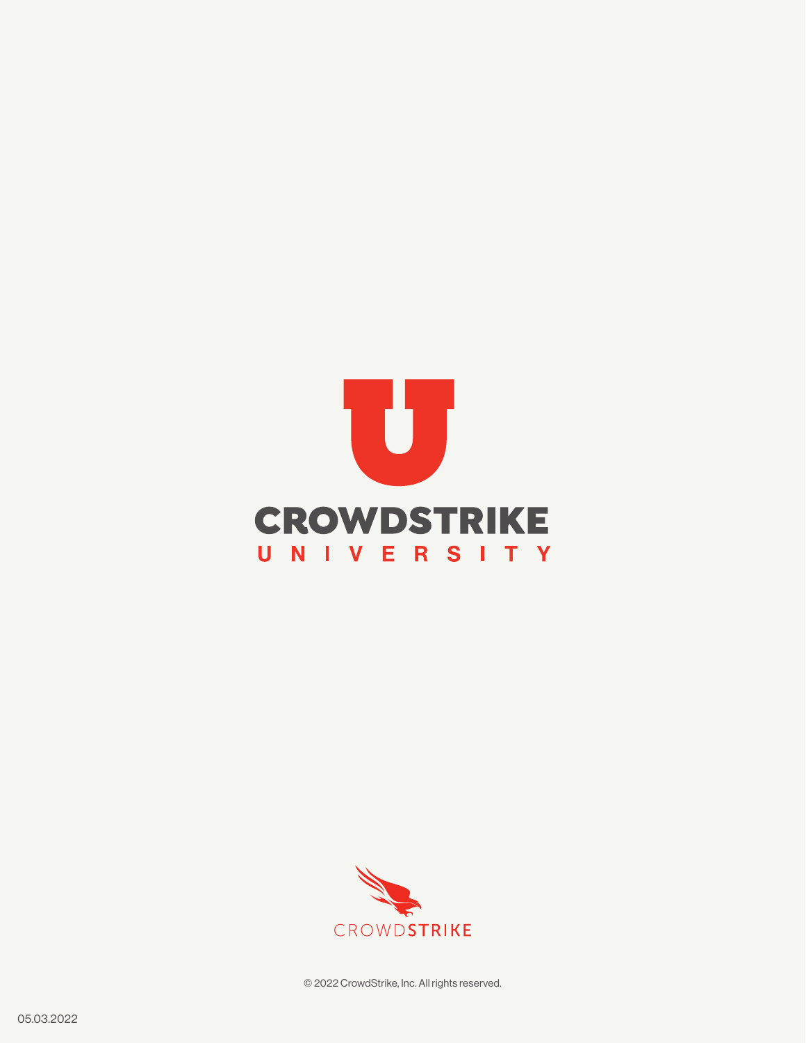CROWDSTRIKE

UNIVERSITY

CROWDSTRIKE

© 2022 CrowdStrike, Inc. All rights reserved.

05.03.2022